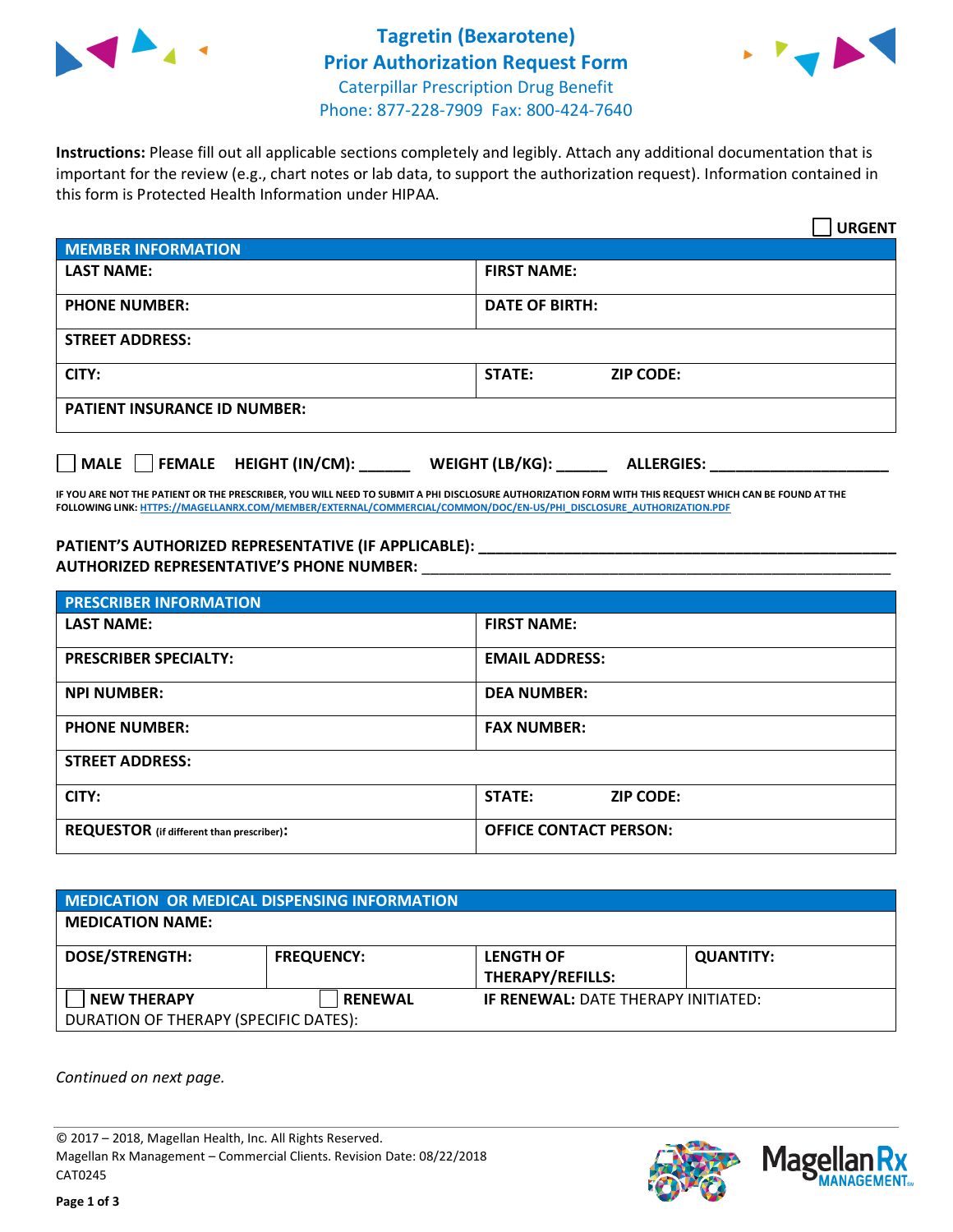# Tagretin (Bexarotene)
# Prior Authorization Request Form
Caterpillar Prescription Drug Benefit
Phone: 877-228-7909 Fax: 800-424-7640

**Instructions:** Please fill out all applicable sections completely and legibly. Attach any additional documentation that is important for the review (e.g., chart notes or lab data, to support the authorization request). Information contained in this form is Protected Health Information under HIPAA.

☐ **URGENT**

| MEMBER INFORMATION | |
|---|---|
| **LAST NAME:** | **FIRST NAME:** |
| **PHONE NUMBER:** | **DATE OF BIRTH:** |
| **STREET ADDRESS:** | |
| **CITY:** | **STATE:** **ZIP CODE:** |
| **PATIENT INSURANCE ID NUMBER:** | |

☐ **MALE** ☐ **FEMALE** **HEIGHT (IN/CM):** ______ **WEIGHT (LB/KG):** ______ **ALLERGIES:** ____________________

**IF YOU ARE NOT THE PATIENT OR THE PRESCRIBER, YOU WILL NEED TO SUBMIT A PHI DISCLOSURE AUTHORIZATION FORM WITH THIS REQUEST WHICH CAN BE FOUND AT THE FOLLOWING LINK: HTTPS://MAGELLANRX.COM/MEMBER/EXTERNAL/COMMERCIAL/COMMON/DOC/EN-US/PHI_DISCLOSURE_AUTHORIZATION.PDF**

**PATIENT'S AUTHORIZED REPRESENTATIVE (IF APPLICABLE):** ____________________________________________
**AUTHORIZED REPRESENTATIVE'S PHONE NUMBER:** ____________________________________________

| PRESCRIBER INFORMATION | |
|---|---|
| **LAST NAME:** | **FIRST NAME:** |
| **PRESCRIBER SPECIALTY:** | **EMAIL ADDRESS:** |
| **NPI NUMBER:** | **DEA NUMBER:** |
| **PHONE NUMBER:** | **FAX NUMBER:** |
| **STREET ADDRESS:** | |
| **CITY:** | **STATE:** **ZIP CODE:** |
| **REQUESTOR** (if different than prescriber)**:** | **OFFICE CONTACT PERSON:** |

| MEDICATION OR MEDICAL DISPENSING INFORMATION | | | |
|---|---|---|---|
| **MEDICATION NAME:** | | | |
| **DOSE/STRENGTH:** | **FREQUENCY:** | **LENGTH OF THERAPY/REFILLS:** | **QUANTITY:** |
| ☐ **NEW THERAPY** | ☐ **RENEWAL** | **IF RENEWAL:** DATE THERAPY INITIATED: | |
| DURATION OF THERAPY (SPECIFIC DATES): | | | |

*Continued on next page.*

© 2017 – 2018, Magellan Health, Inc. All Rights Reserved.
Magellan Rx Management – Commercial Clients. Revision Date: 08/22/2018
CAT0245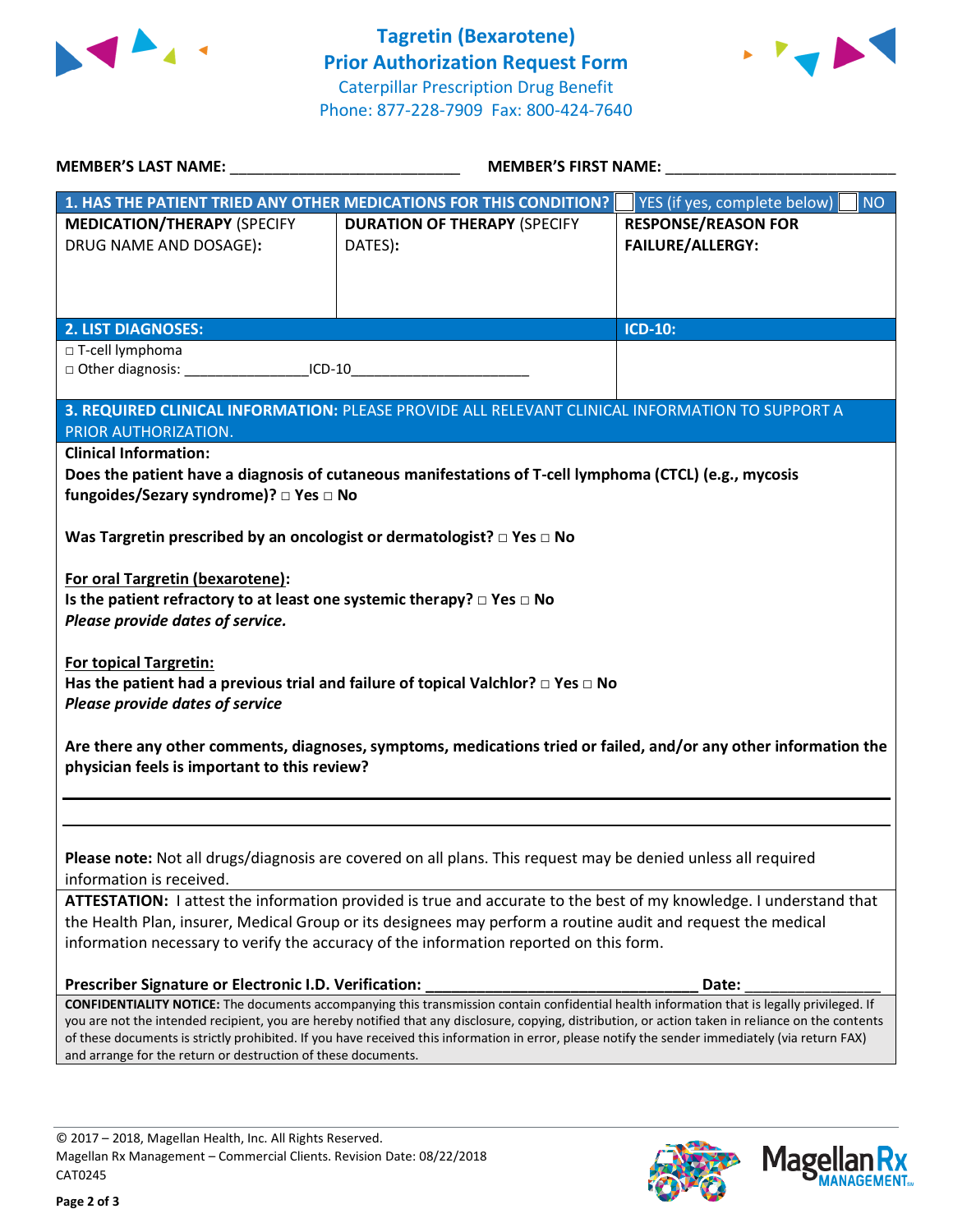# Tagretin (Bexarotene) Prior Authorization Request Form

Caterpillar Prescription Drug Benefit
Phone: 877-228-7909 Fax: 800-424-7640

**MEMBER'S LAST NAME:** ___________________________ **MEMBER'S FIRST NAME:** ___________________________

| **1. HAS THE PATIENT TRIED ANY OTHER MEDICATIONS FOR THIS CONDITION?** | | ☐ YES (if yes, complete below) ☐ NO |
|---|---|---|
| **MEDICATION/THERAPY** (SPECIFY DRUG NAME AND DOSAGE): | **DURATION OF THERAPY** (SPECIFY DATES): | **RESPONSE/REASON FOR FAILURE/ALLERGY:** |
| | | |

| **2. LIST DIAGNOSES:** | **ICD-10:** |
|---|---|
| □ T-cell lymphoma<br>□ Other diagnosis: _______________ICD-10_____________________ | |

**3. REQUIRED CLINICAL INFORMATION:** PLEASE PROVIDE ALL RELEVANT CLINICAL INFORMATION TO SUPPORT A PRIOR AUTHORIZATION.

**Clinical Information:**

**Does the patient have a diagnosis of cutaneous manifestations of T-cell lymphoma (CTCL) (e.g., mycosis fungoides/Sezary syndrome)? □ Yes □ No**

**Was Targretin prescribed by an oncologist or dermatologist? □ Yes □ No**

**For oral Targretin (bexarotene):**
**Is the patient refractory to at least one systemic therapy? □ Yes □ No**
***Please provide dates of service.***

**For topical Targretin:**
**Has the patient had a previous trial and failure of topical Valchlor? □ Yes □ No**
***Please provide dates of service***

**Are there any other comments, diagnoses, symptoms, medications tried or failed, and/or any other information the physician feels is important to this review?**

_______________________________________________________________________________

_______________________________________________________________________________

**Please note:** Not all drugs/diagnosis are covered on all plans. This request may be denied unless all required information is received.

**ATTESTATION:** I attest the information provided is true and accurate to the best of my knowledge. I understand that the Health Plan, insurer, Medical Group or its designees may perform a routine audit and request the medical information necessary to verify the accuracy of the information reported on this form.

**Prescriber Signature or Electronic I.D. Verification:** ________________________________ **Date:** ________________

**CONFIDENTIALITY NOTICE:** The documents accompanying this transmission contain confidential health information that is legally privileged. If you are not the intended recipient, you are hereby notified that any disclosure, copying, distribution, or action taken in reliance on the contents of these documents is strictly prohibited. If you have received this information in error, please notify the sender immediately (via return FAX) and arrange for the return or destruction of these documents.

© 2017 – 2018, Magellan Health, Inc. All Rights Reserved.
Magellan Rx Management – Commercial Clients. Revision Date: 08/22/2018
CAT0245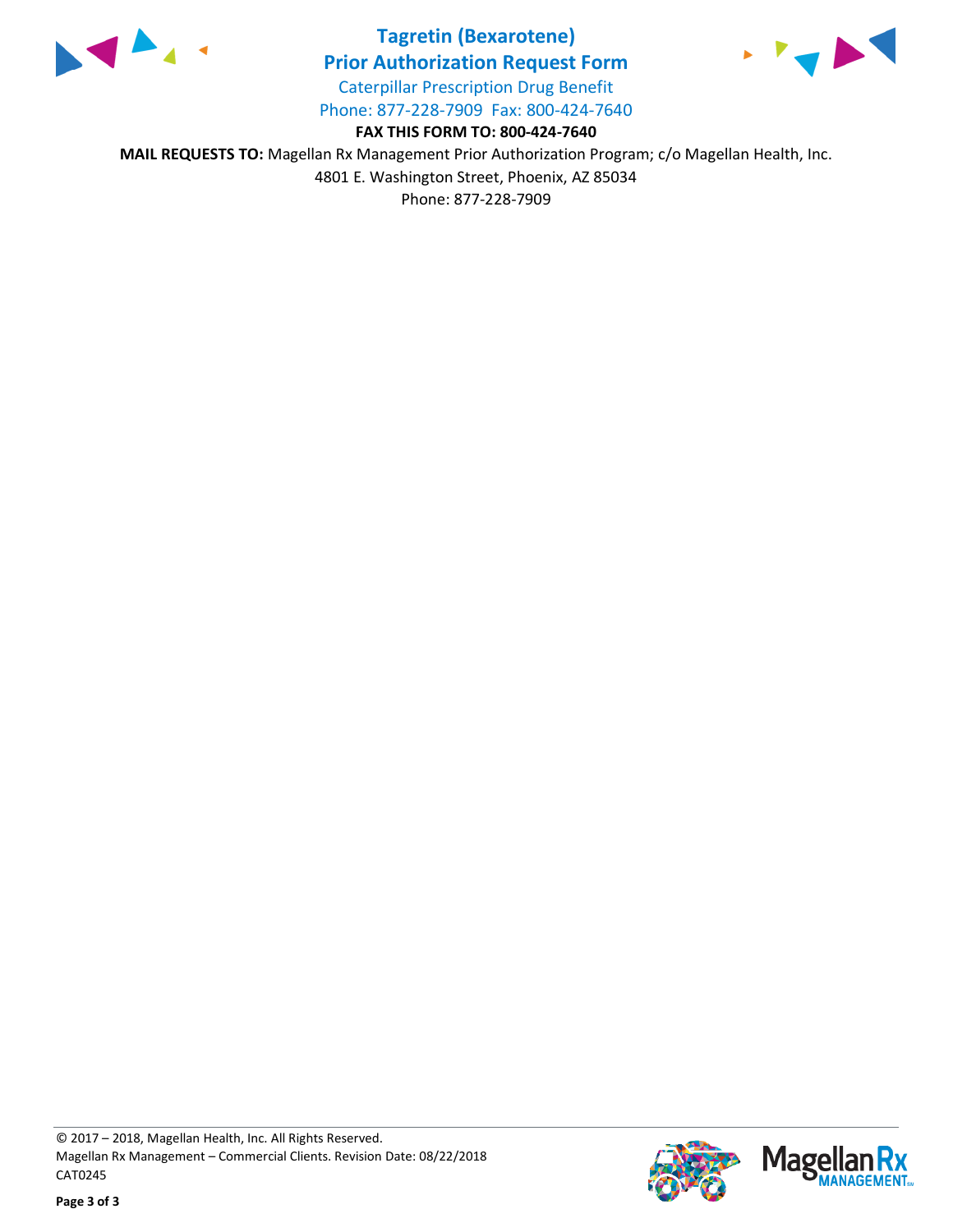# Tagretin (Bexarotene)
# Prior Authorization Request Form

Caterpillar Prescription Drug Benefit

Phone: 877-228-7909 Fax: 800-424-7640

**FAX THIS FORM TO: 800-424-7640**

**MAIL REQUESTS TO:** Magellan Rx Management Prior Authorization Program; c/o Magellan Health, Inc.

4801 E. Washington Street, Phoenix, AZ 85034

Phone: 877-228-7909